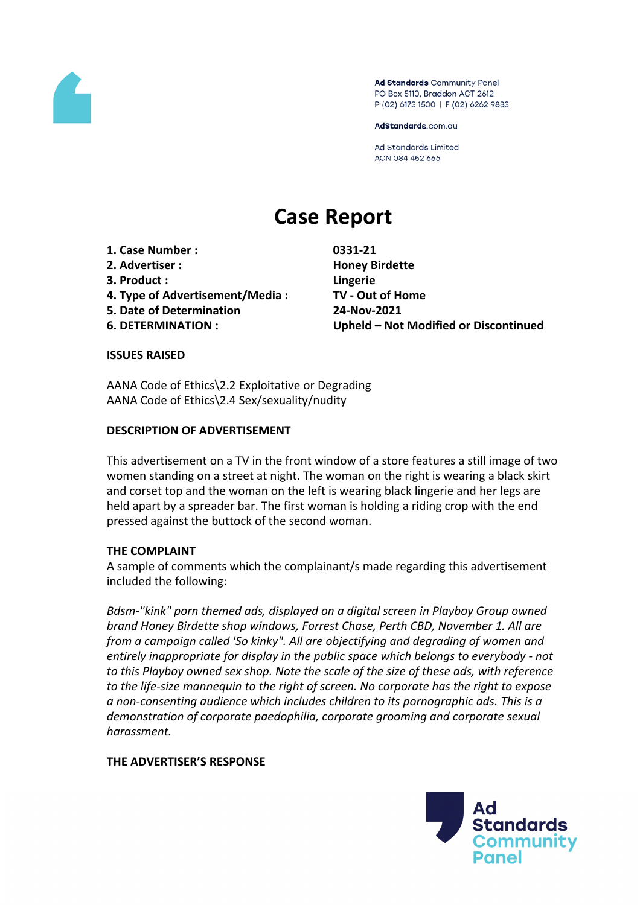Ad Standards Community Panel
PO Box 5110, Braddon ACT 2612
P (02) 6173 1500 | F (02) 6262 9833

AdStandards.com.au

Ad Standards Limited
ACN 084 452 666

# Case Report

| | |
|---|---|
| **1. Case Number :** | **0331-21** |
| **2. Advertiser :** | **Honey Birdette** |
| **3. Product :** | **Lingerie** |
| **4. Type of Advertisement/Media :** | **TV - Out of Home** |
| **5. Date of Determination** | **24-Nov-2021** |
| **6. DETERMINATION :** | **Upheld – Not Modified or Discontinued** |

**ISSUES RAISED**

AANA Code of Ethics\2.2 Exploitative or Degrading
AANA Code of Ethics\2.4 Sex/sexuality/nudity

**DESCRIPTION OF ADVERTISEMENT**

This advertisement on a TV in the front window of a store features a still image of two women standing on a street at night. The woman on the right is wearing a black skirt and corset top and the woman on the left is wearing black lingerie and her legs are held apart by a spreader bar. The first woman is holding a riding crop with the end pressed against the buttock of the second woman.

**THE COMPLAINT**

A sample of comments which the complainant/s made regarding this advertisement included the following:

*Bdsm-"kink" porn themed ads, displayed on a digital screen in Playboy Group owned brand Honey Birdette shop windows, Forrest Chase, Perth CBD, November 1. All are from a campaign called 'So kinky". All are objectifying and degrading of women and entirely inappropriate for display in the public space which belongs to everybody - not to this Playboy owned sex shop. Note the scale of the size of these ads, with reference to the life-size mannequin to the right of screen. No corporate has the right to expose a non-consenting audience which includes children to its pornographic ads. This is a demonstration of corporate paedophilia, corporate grooming and corporate sexual harassment.*

**THE ADVERTISER'S RESPONSE**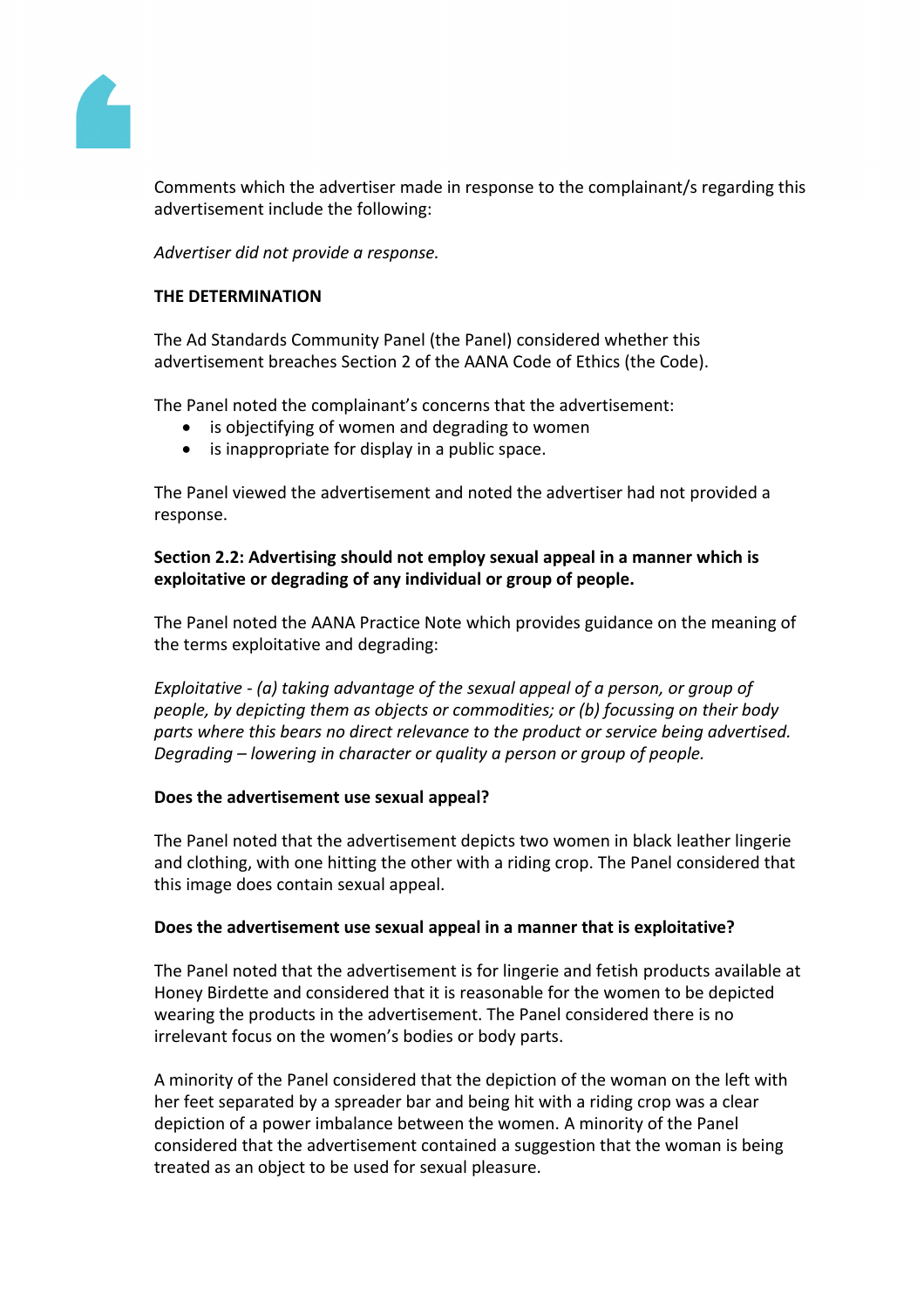Comments which the advertiser made in response to the complainant/s regarding this advertisement include the following:

*Advertiser did not provide a response.*

**THE DETERMINATION**

The Ad Standards Community Panel (the Panel) considered whether this advertisement breaches Section 2 of the AANA Code of Ethics (the Code).

The Panel noted the complainant's concerns that the advertisement:

- is objectifying of women and degrading to women
- is inappropriate for display in a public space.

The Panel viewed the advertisement and noted the advertiser had not provided a response.

**Section 2.2: Advertising should not employ sexual appeal in a manner which is exploitative or degrading of any individual or group of people.**

The Panel noted the AANA Practice Note which provides guidance on the meaning of the terms exploitative and degrading:

*Exploitative - (a) taking advantage of the sexual appeal of a person, or group of people, by depicting them as objects or commodities; or (b) focussing on their body parts where this bears no direct relevance to the product or service being advertised. Degrading – lowering in character or quality a person or group of people.*

**Does the advertisement use sexual appeal?**

The Panel noted that the advertisement depicts two women in black leather lingerie and clothing, with one hitting the other with a riding crop. The Panel considered that this image does contain sexual appeal.

**Does the advertisement use sexual appeal in a manner that is exploitative?**

The Panel noted that the advertisement is for lingerie and fetish products available at Honey Birdette and considered that it is reasonable for the women to be depicted wearing the products in the advertisement. The Panel considered there is no irrelevant focus on the women's bodies or body parts.

A minority of the Panel considered that the depiction of the woman on the left with her feet separated by a spreader bar and being hit with a riding crop was a clear depiction of a power imbalance between the women. A minority of the Panel considered that the advertisement contained a suggestion that the woman is being treated as an object to be used for sexual pleasure.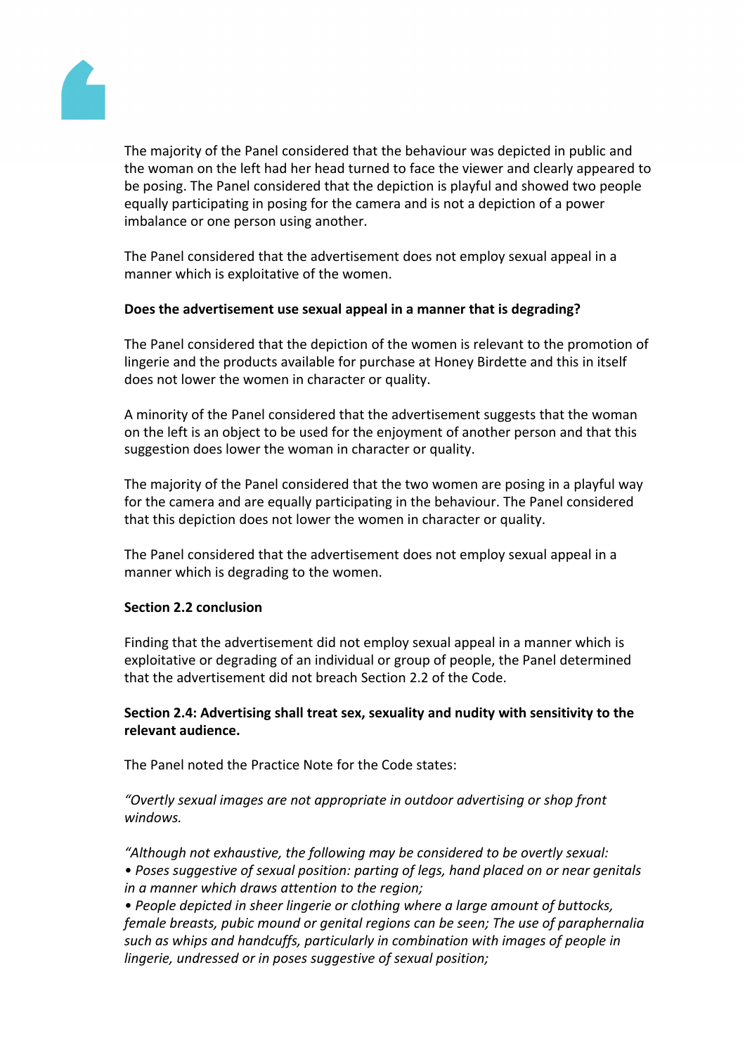The majority of the Panel considered that the behaviour was depicted in public and the woman on the left had her head turned to face the viewer and clearly appeared to be posing. The Panel considered that the depiction is playful and showed two people equally participating in posing for the camera and is not a depiction of a power imbalance or one person using another.

The Panel considered that the advertisement does not employ sexual appeal in a manner which is exploitative of the women.

**Does the advertisement use sexual appeal in a manner that is degrading?**

The Panel considered that the depiction of the women is relevant to the promotion of lingerie and the products available for purchase at Honey Birdette and this in itself does not lower the women in character or quality.

A minority of the Panel considered that the advertisement suggests that the woman on the left is an object to be used for the enjoyment of another person and that this suggestion does lower the woman in character or quality.

The majority of the Panel considered that the two women are posing in a playful way for the camera and are equally participating in the behaviour. The Panel considered that this depiction does not lower the women in character or quality.

The Panel considered that the advertisement does not employ sexual appeal in a manner which is degrading to the women.

**Section 2.2 conclusion**

Finding that the advertisement did not employ sexual appeal in a manner which is exploitative or degrading of an individual or group of people, the Panel determined that the advertisement did not breach Section 2.2 of the Code.

**Section 2.4: Advertising shall treat sex, sexuality and nudity with sensitivity to the relevant audience.**

The Panel noted the Practice Note for the Code states:

*"Overtly sexual images are not appropriate in outdoor advertising or shop front windows.*

*"Although not exhaustive, the following may be considered to be overtly sexual:*
*• Poses suggestive of sexual position: parting of legs, hand placed on or near genitals in a manner which draws attention to the region;*
*• People depicted in sheer lingerie or clothing where a large amount of buttocks, female breasts, pubic mound or genital regions can be seen; The use of paraphernalia such as whips and handcuffs, particularly in combination with images of people in lingerie, undressed or in poses suggestive of sexual position;*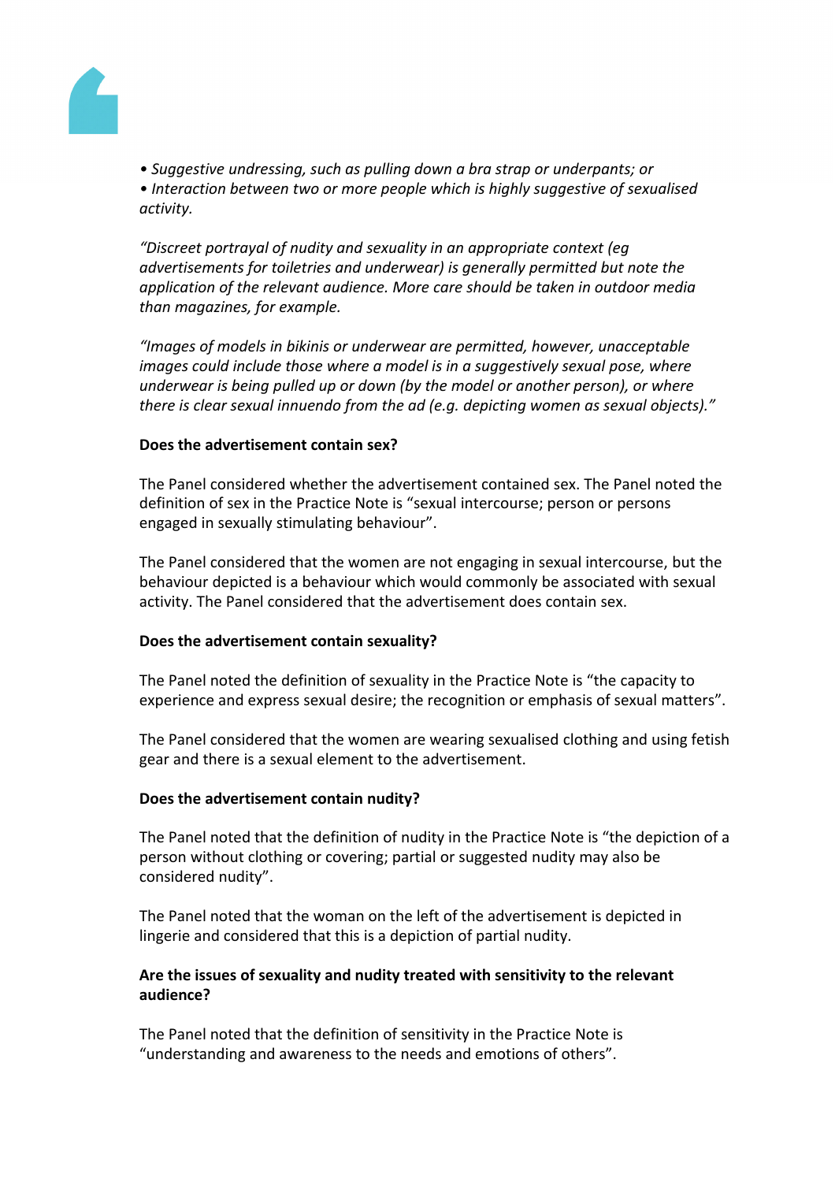• *Suggestive undressing, such as pulling down a bra strap or underpants; or*
• *Interaction between two or more people which is highly suggestive of sexualised activity.*

*"Discreet portrayal of nudity and sexuality in an appropriate context (eg advertisements for toiletries and underwear) is generally permitted but note the application of the relevant audience. More care should be taken in outdoor media than magazines, for example.*

*"Images of models in bikinis or underwear are permitted, however, unacceptable images could include those where a model is in a suggestively sexual pose, where underwear is being pulled up or down (by the model or another person), or where there is clear sexual innuendo from the ad (e.g. depicting women as sexual objects)."*

**Does the advertisement contain sex?**

The Panel considered whether the advertisement contained sex. The Panel noted the definition of sex in the Practice Note is "sexual intercourse; person or persons engaged in sexually stimulating behaviour".

The Panel considered that the women are not engaging in sexual intercourse, but the behaviour depicted is a behaviour which would commonly be associated with sexual activity. The Panel considered that the advertisement does contain sex.

**Does the advertisement contain sexuality?**

The Panel noted the definition of sexuality in the Practice Note is "the capacity to experience and express sexual desire; the recognition or emphasis of sexual matters".

The Panel considered that the women are wearing sexualised clothing and using fetish gear and there is a sexual element to the advertisement.

**Does the advertisement contain nudity?**

The Panel noted that the definition of nudity in the Practice Note is "the depiction of a person without clothing or covering; partial or suggested nudity may also be considered nudity".

The Panel noted that the woman on the left of the advertisement is depicted in lingerie and considered that this is a depiction of partial nudity.

**Are the issues of sexuality and nudity treated with sensitivity to the relevant audience?**

The Panel noted that the definition of sensitivity in the Practice Note is "understanding and awareness to the needs and emotions of others".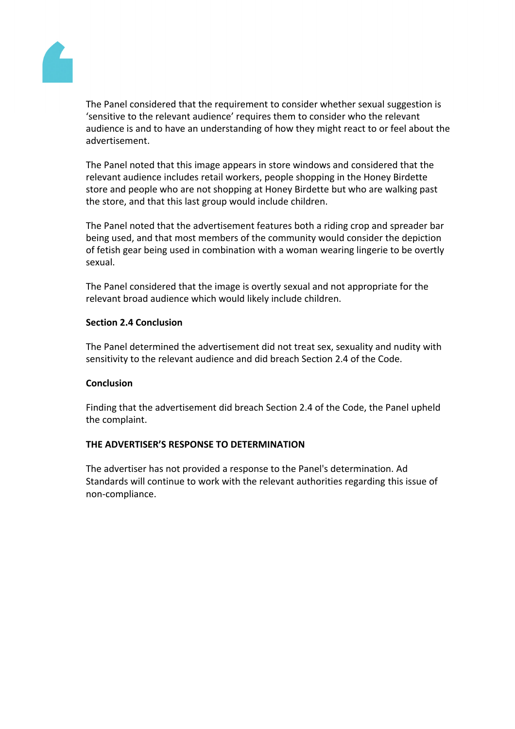The Panel considered that the requirement to consider whether sexual suggestion is 'sensitive to the relevant audience' requires them to consider who the relevant audience is and to have an understanding of how they might react to or feel about the advertisement.

The Panel noted that this image appears in store windows and considered that the relevant audience includes retail workers, people shopping in the Honey Birdette store and people who are not shopping at Honey Birdette but who are walking past the store, and that this last group would include children.

The Panel noted that the advertisement features both a riding crop and spreader bar being used, and that most members of the community would consider the depiction of fetish gear being used in combination with a woman wearing lingerie to be overtly sexual.

The Panel considered that the image is overtly sexual and not appropriate for the relevant broad audience which would likely include children.

**Section 2.4 Conclusion**

The Panel determined the advertisement did not treat sex, sexuality and nudity with sensitivity to the relevant audience and did breach Section 2.4 of the Code.

**Conclusion**

Finding that the advertisement did breach Section 2.4 of the Code, the Panel upheld the complaint.

**THE ADVERTISER'S RESPONSE TO DETERMINATION**

The advertiser has not provided a response to the Panel's determination. Ad Standards will continue to work with the relevant authorities regarding this issue of non-compliance.